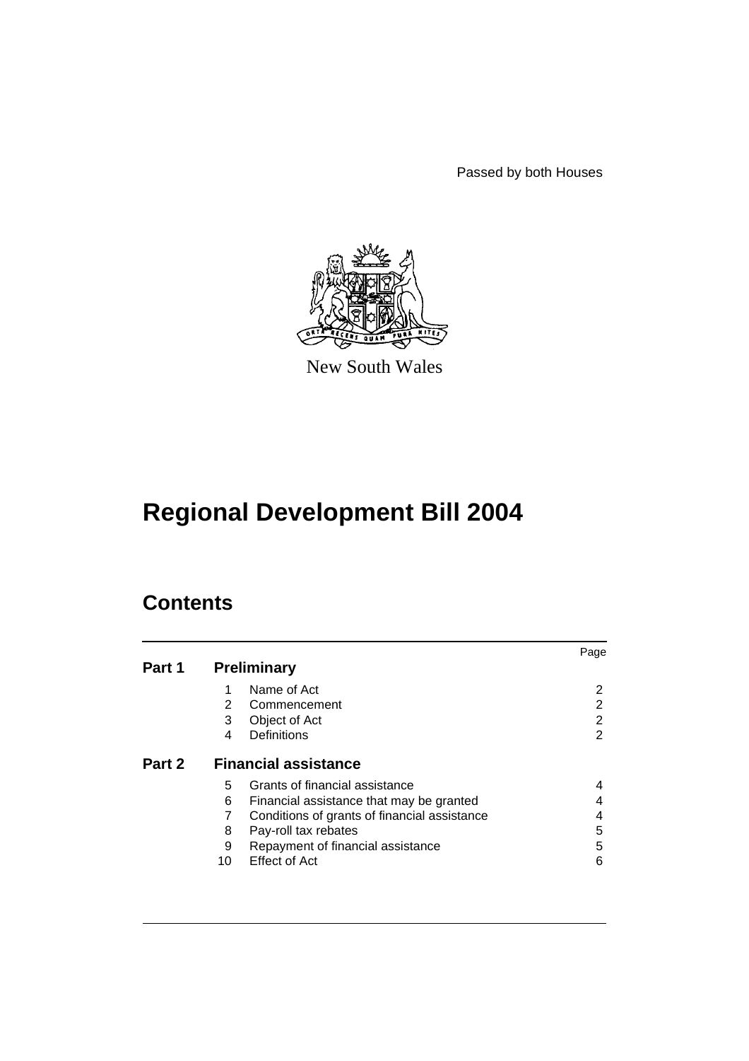Passed by both Houses

New South Wales

# Regional Development Bill 2004

## Contents

| | | | Page |
|---|---|---|---|
| **Part 1** | **Preliminary** | | |
| | 1 | Name of Act | 2 |
| | 2 | Commencement | 2 |
| | 3 | Object of Act | 2 |
| | 4 | Definitions | 2 |
| **Part 2** | **Financial assistance** | | |
| | 5 | Grants of financial assistance | 4 |
| | 6 | Financial assistance that may be granted | 4 |
| | 7 | Conditions of grants of financial assistance | 4 |
| | 8 | Pay-roll tax rebates | 5 |
| | 9 | Repayment of financial assistance | 5 |
| | 10 | Effect of Act | 6 |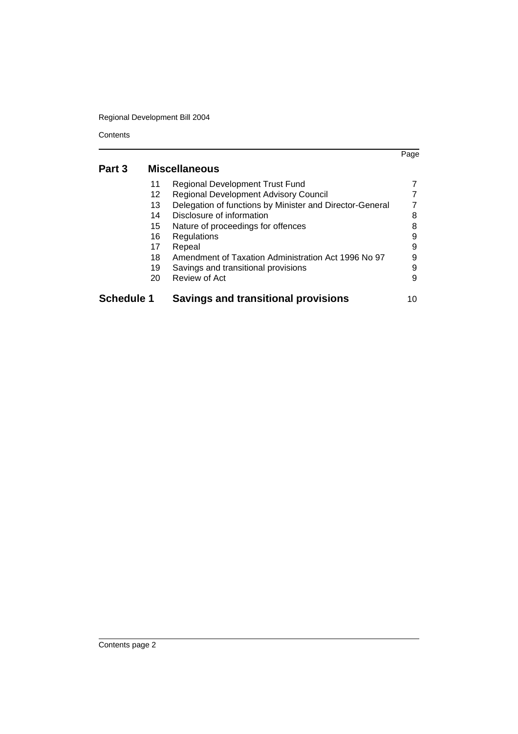| | | | Page |
|---|---|---|---|
| **Part 3** | **Miscellaneous** | | |
| | 11 | Regional Development Trust Fund | 7 |
| | 12 | Regional Development Advisory Council | 7 |
| | 13 | Delegation of functions by Minister and Director-General | 7 |
| | 14 | Disclosure of information | 8 |
| | 15 | Nature of proceedings for offences | 8 |
| | 16 | Regulations | 9 |
| | 17 | Repeal | 9 |
| | 18 | Amendment of Taxation Administration Act 1996 No 97 | 9 |
| | 19 | Savings and transitional provisions | 9 |
| | 20 | Review of Act | 9 |
| **Schedule 1** | **Savings and transitional provisions** | | 10 |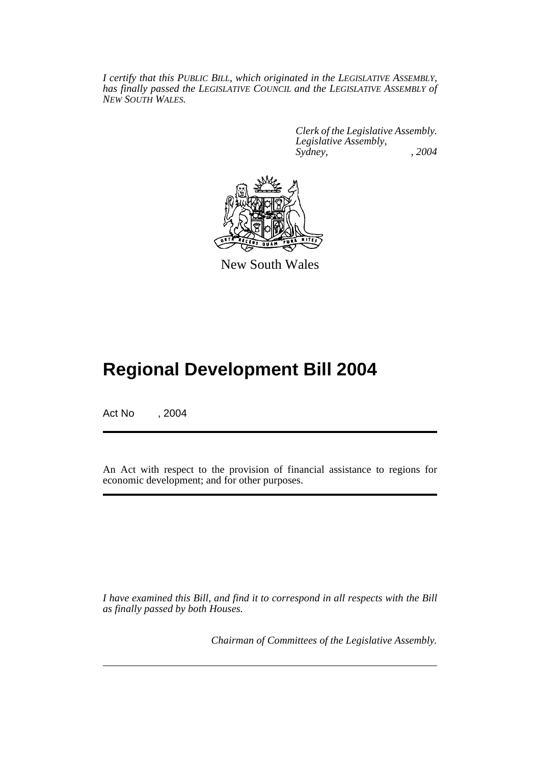*I certify that this PUBLIC BILL, which originated in the LEGISLATIVE ASSEMBLY, has finally passed the LEGISLATIVE COUNCIL and the LEGISLATIVE ASSEMBLY of NEW SOUTH WALES.*

*Clerk of the Legislative Assembly.*
*Legislative Assembly,*
*Sydney, , 2004*

New South Wales

# Regional Development Bill 2004

Act No , 2004

An Act with respect to the provision of financial assistance to regions for economic development; and for other purposes.

*I have examined this Bill, and find it to correspond in all respects with the Bill as finally passed by both Houses.*

*Chairman of Committees of the Legislative Assembly.*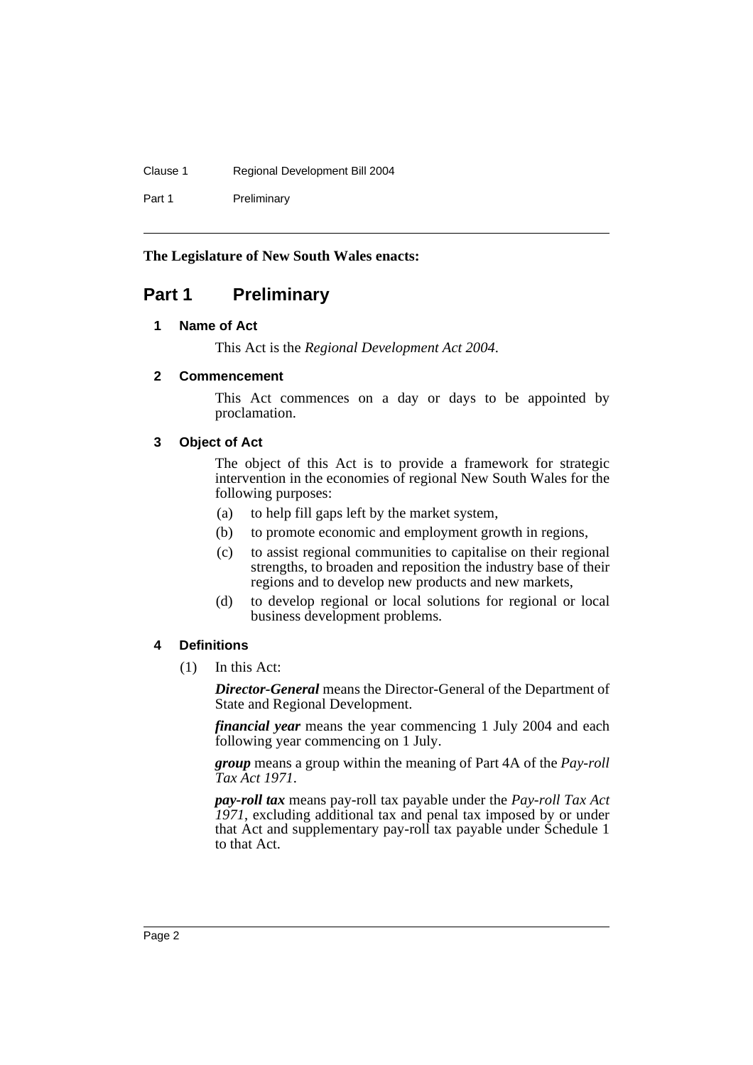**The Legislature of New South Wales enacts:**

## Part 1 Preliminary

### 1 Name of Act

This Act is the *Regional Development Act 2004*.

### 2 Commencement

This Act commences on a day or days to be appointed by proclamation.

### 3 Object of Act

The object of this Act is to provide a framework for strategic intervention in the economies of regional New South Wales for the following purposes:

(a) to help fill gaps left by the market system,

(b) to promote economic and employment growth in regions,

(c) to assist regional communities to capitalise on their regional strengths, to broaden and reposition the industry base of their regions and to develop new products and new markets,

(d) to develop regional or local solutions for regional or local business development problems.

### 4 Definitions

(1) In this Act:

***Director-General*** means the Director-General of the Department of State and Regional Development.

***financial year*** means the year commencing 1 July 2004 and each following year commencing on 1 July.

***group*** means a group within the meaning of Part 4A of the *Pay-roll Tax Act 1971*.

***pay-roll tax*** means pay-roll tax payable under the *Pay-roll Tax Act 1971*, excluding additional tax and penal tax imposed by or under that Act and supplementary pay-roll tax payable under Schedule 1 to that Act.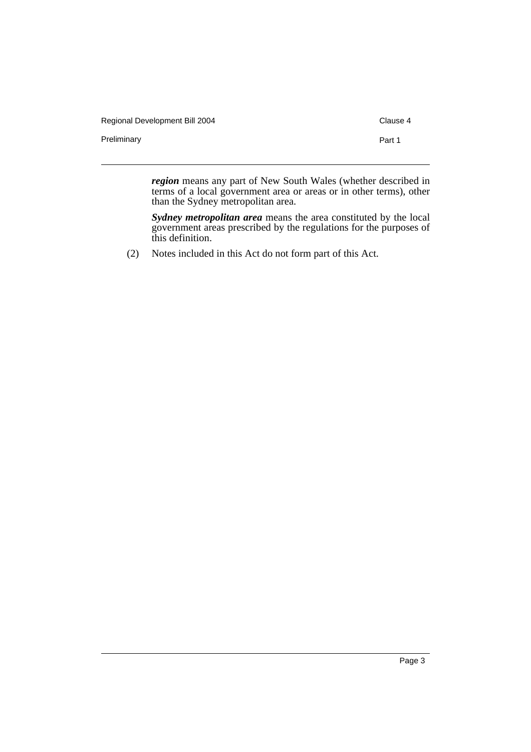***region*** means any part of New South Wales (whether described in terms of a local government area or areas or in other terms), other than the Sydney metropolitan area.

***Sydney metropolitan area*** means the area constituted by the local government areas prescribed by the regulations for the purposes of this definition.

(2) Notes included in this Act do not form part of this Act.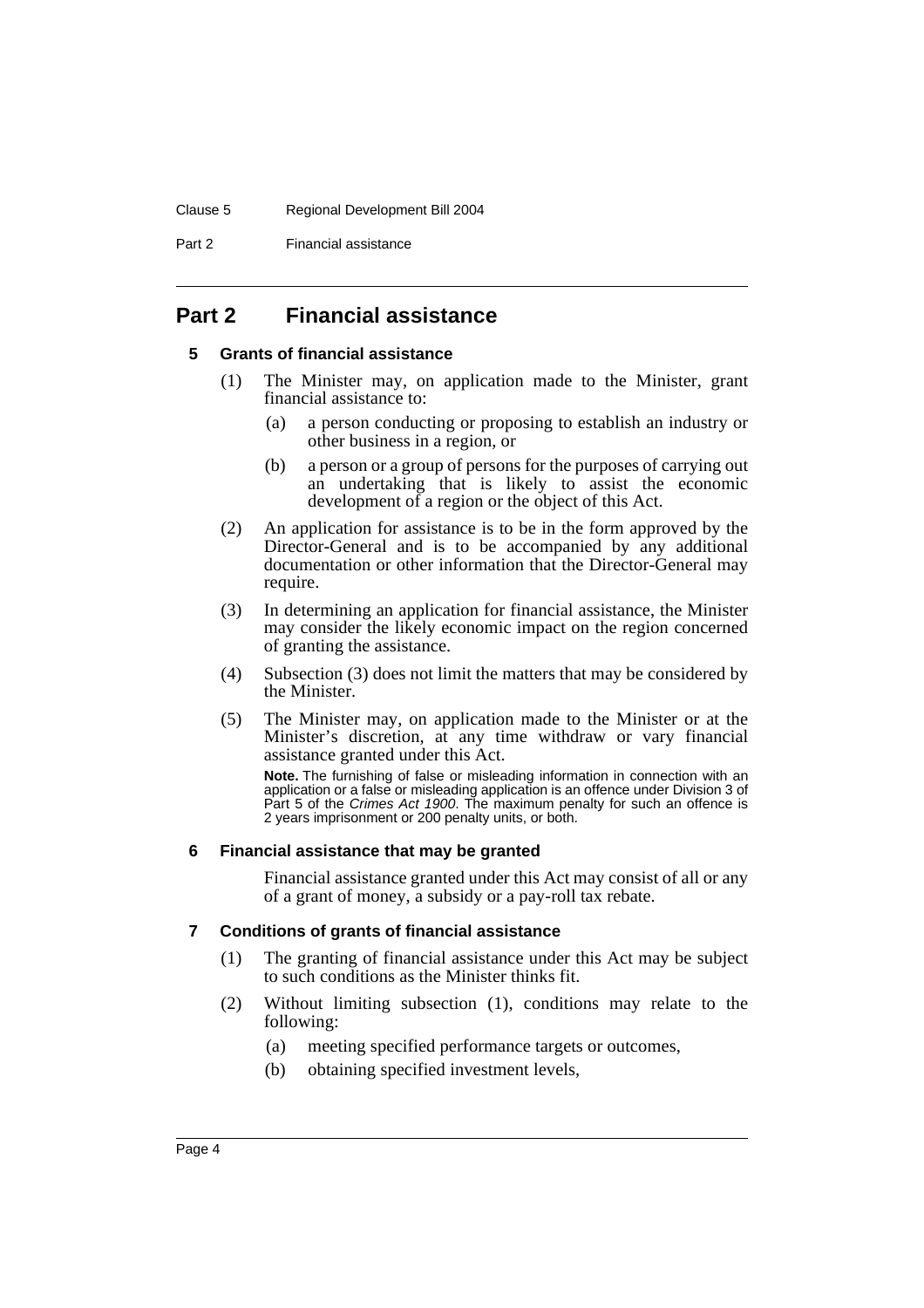# Part 2 Financial assistance

### 5 Grants of financial assistance

(1) The Minister may, on application made to the Minister, grant financial assistance to:

- (a) a person conducting or proposing to establish an industry or other business in a region, or
- (b) a person or a group of persons for the purposes of carrying out an undertaking that is likely to assist the economic development of a region or the object of this Act.

(2) An application for assistance is to be in the form approved by the Director-General and is to be accompanied by any additional documentation or other information that the Director-General may require.

(3) In determining an application for financial assistance, the Minister may consider the likely economic impact on the region concerned of granting the assistance.

(4) Subsection (3) does not limit the matters that may be considered by the Minister.

(5) The Minister may, on application made to the Minister or at the Minister's discretion, at any time withdraw or vary financial assistance granted under this Act.

**Note.** The furnishing of false or misleading information in connection with an application or a false or misleading application is an offence under Division 3 of Part 5 of the *Crimes Act 1900*. The maximum penalty for such an offence is 2 years imprisonment or 200 penalty units, or both.

### 6 Financial assistance that may be granted

Financial assistance granted under this Act may consist of all or any of a grant of money, a subsidy or a pay-roll tax rebate.

### 7 Conditions of grants of financial assistance

(1) The granting of financial assistance under this Act may be subject to such conditions as the Minister thinks fit.

(2) Without limiting subsection (1), conditions may relate to the following:

- (a) meeting specified performance targets or outcomes,
- (b) obtaining specified investment levels,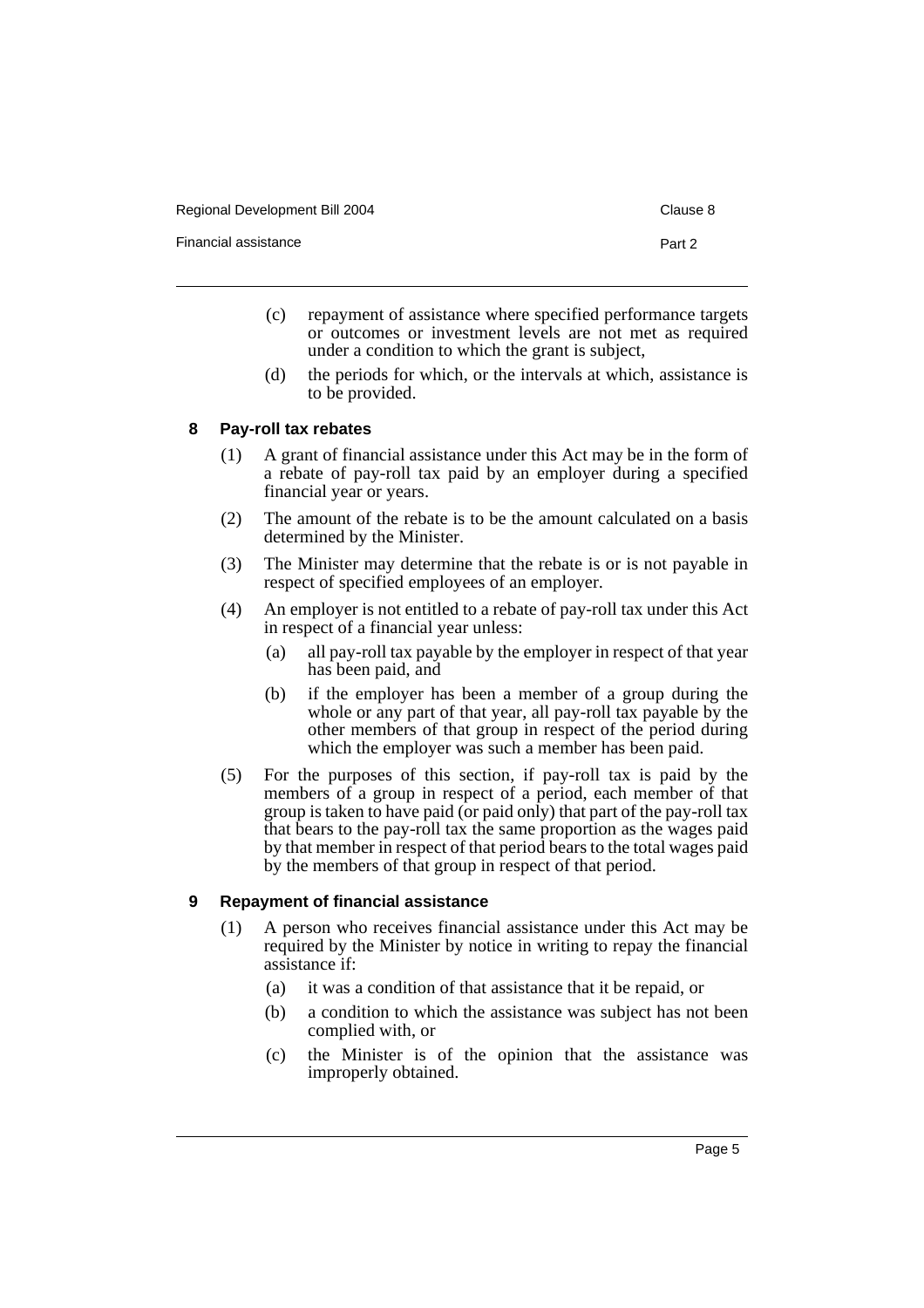(c) repayment of assistance where specified performance targets or outcomes or investment levels are not met as required under a condition to which the grant is subject,

(d) the periods for which, or the intervals at which, assistance is to be provided.

### 8 Pay-roll tax rebates

(1) A grant of financial assistance under this Act may be in the form of a rebate of pay-roll tax paid by an employer during a specified financial year or years.

(2) The amount of the rebate is to be the amount calculated on a basis determined by the Minister.

(3) The Minister may determine that the rebate is or is not payable in respect of specified employees of an employer.

(4) An employer is not entitled to a rebate of pay-roll tax under this Act in respect of a financial year unless:

(a) all pay-roll tax payable by the employer in respect of that year has been paid, and

(b) if the employer has been a member of a group during the whole or any part of that year, all pay-roll tax payable by the other members of that group in respect of the period during which the employer was such a member has been paid.

(5) For the purposes of this section, if pay-roll tax is paid by the members of a group in respect of a period, each member of that group is taken to have paid (or paid only) that part of the pay-roll tax that bears to the pay-roll tax the same proportion as the wages paid by that member in respect of that period bears to the total wages paid by the members of that group in respect of that period.

### 9 Repayment of financial assistance

(1) A person who receives financial assistance under this Act may be required by the Minister by notice in writing to repay the financial assistance if:

(a) it was a condition of that assistance that it be repaid, or

(b) a condition to which the assistance was subject has not been complied with, or

(c) the Minister is of the opinion that the assistance was improperly obtained.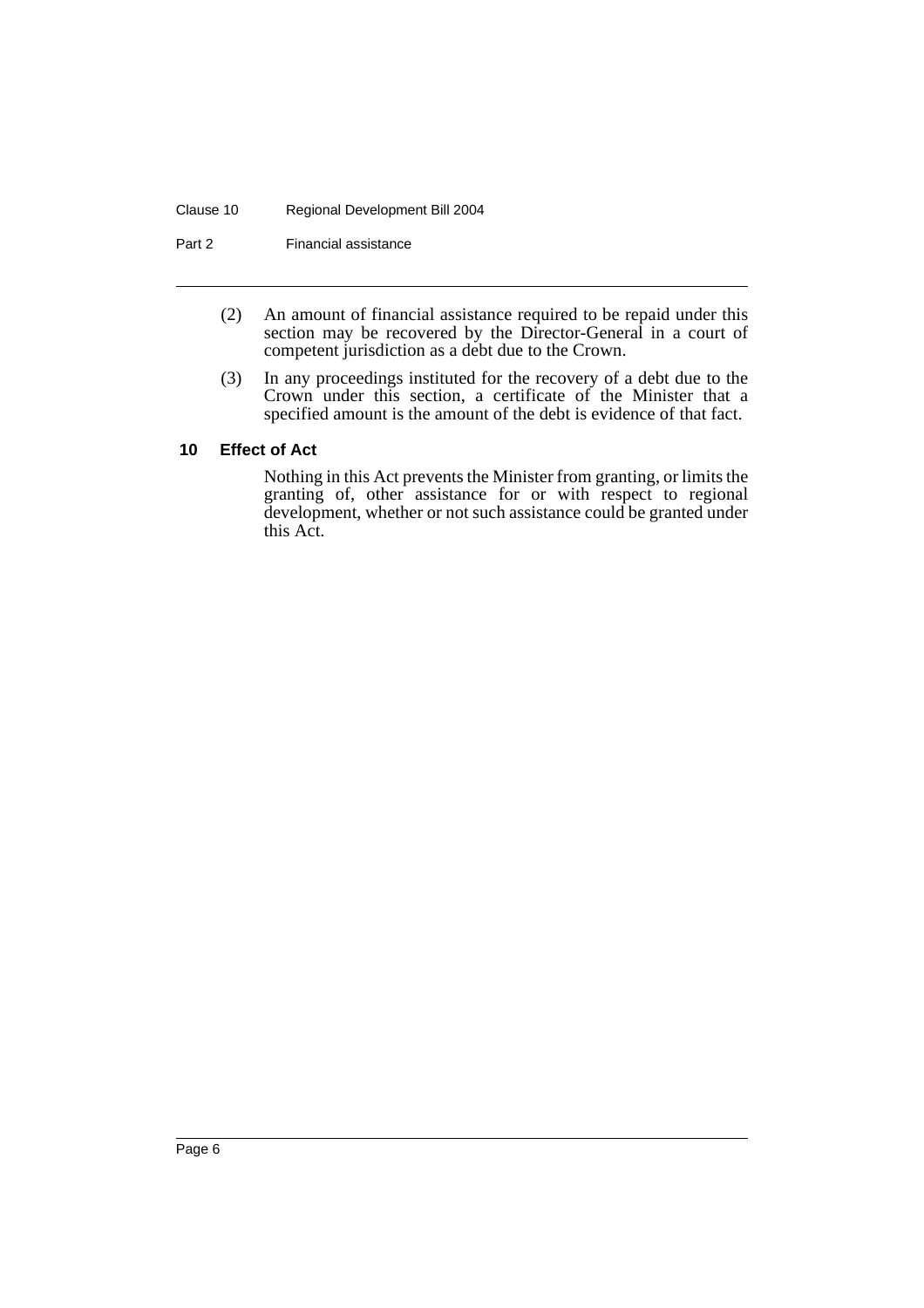(2) An amount of financial assistance required to be repaid under this section may be recovered by the Director-General in a court of competent jurisdiction as a debt due to the Crown.

(3) In any proceedings instituted for the recovery of a debt due to the Crown under this section, a certificate of the Minister that a specified amount is the amount of the debt is evidence of that fact.

### 10 Effect of Act

Nothing in this Act prevents the Minister from granting, or limits the granting of, other assistance for or with respect to regional development, whether or not such assistance could be granted under this Act.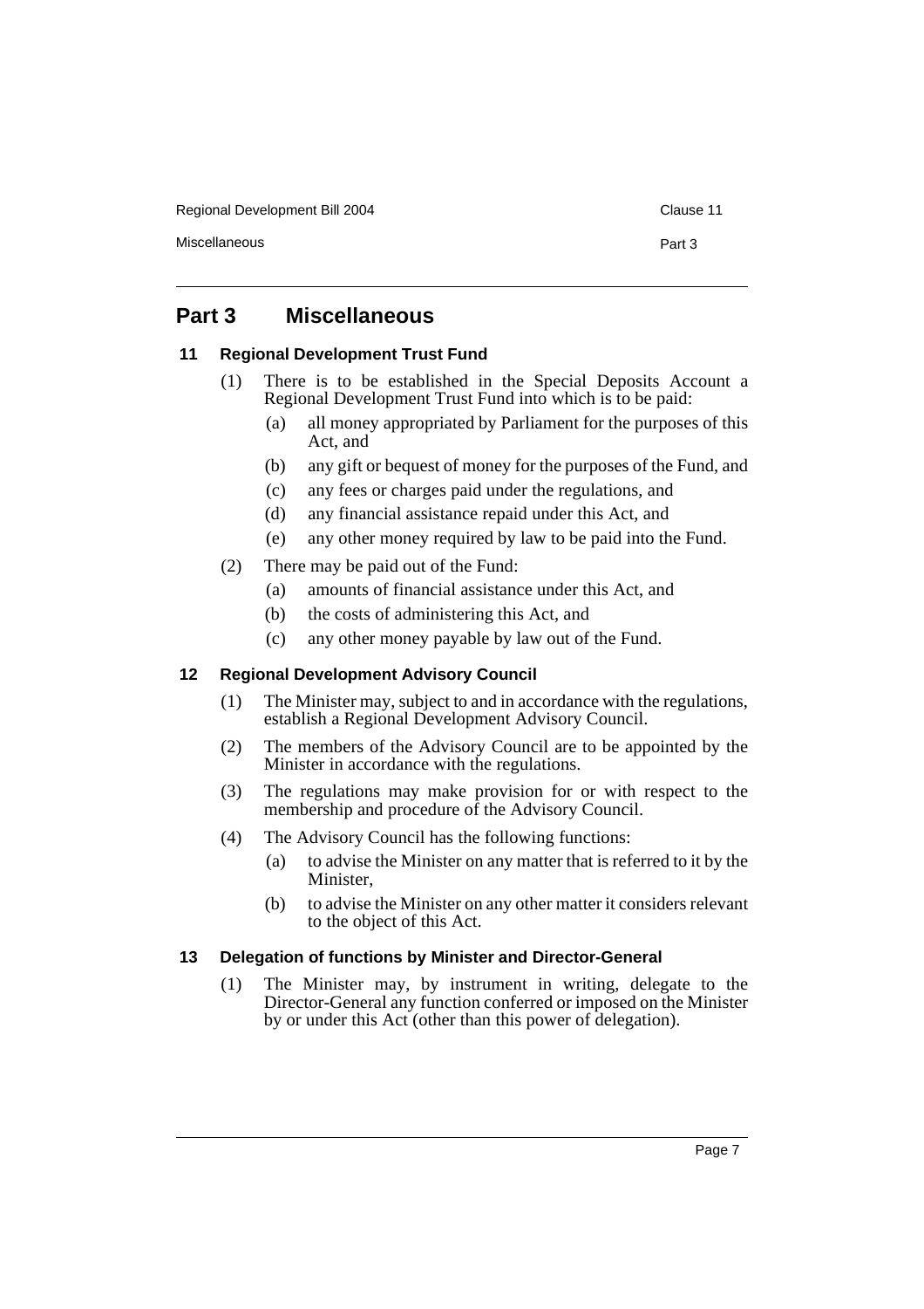## Part 3 Miscellaneous

### 11 Regional Development Trust Fund

(1) There is to be established in the Special Deposits Account a Regional Development Trust Fund into which is to be paid:

- (a) all money appropriated by Parliament for the purposes of this Act, and
- (b) any gift or bequest of money for the purposes of the Fund, and
- (c) any fees or charges paid under the regulations, and
- (d) any financial assistance repaid under this Act, and
- (e) any other money required by law to be paid into the Fund.

(2) There may be paid out of the Fund:

- (a) amounts of financial assistance under this Act, and
- (b) the costs of administering this Act, and
- (c) any other money payable by law out of the Fund.

### 12 Regional Development Advisory Council

(1) The Minister may, subject to and in accordance with the regulations, establish a Regional Development Advisory Council.

(2) The members of the Advisory Council are to be appointed by the Minister in accordance with the regulations.

(3) The regulations may make provision for or with respect to the membership and procedure of the Advisory Council.

(4) The Advisory Council has the following functions:

- (a) to advise the Minister on any matter that is referred to it by the Minister,
- (b) to advise the Minister on any other matter it considers relevant to the object of this Act.

### 13 Delegation of functions by Minister and Director-General

(1) The Minister may, by instrument in writing, delegate to the Director-General any function conferred or imposed on the Minister by or under this Act (other than this power of delegation).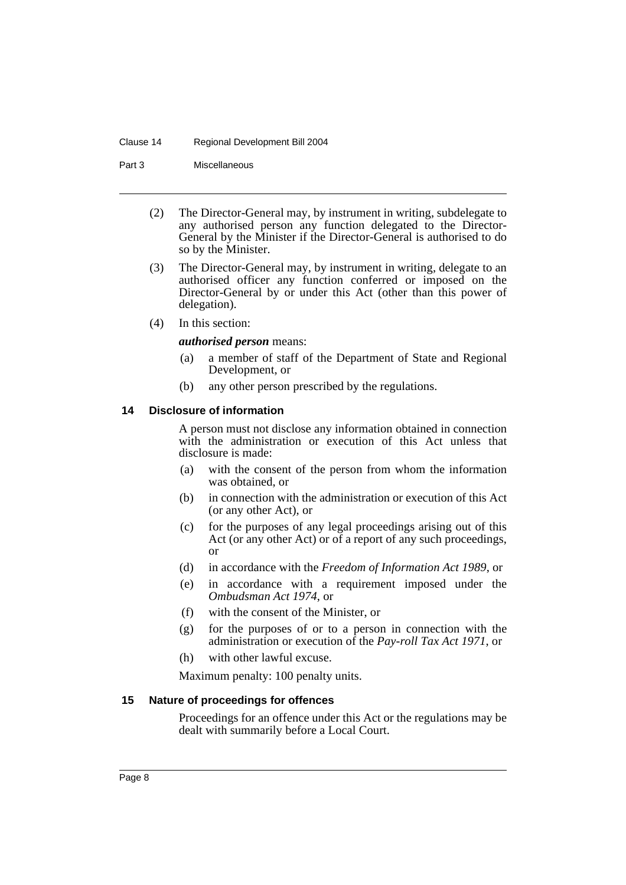(2) The Director-General may, by instrument in writing, subdelegate to any authorised person any function delegated to the Director-General by the Minister if the Director-General is authorised to do so by the Minister.

(3) The Director-General may, by instrument in writing, delegate to an authorised officer any function conferred or imposed on the Director-General by or under this Act (other than this power of delegation).

(4) In this section:

***authorised person*** means:

(a) a member of staff of the Department of State and Regional Development, or

(b) any other person prescribed by the regulations.

### 14 Disclosure of information

A person must not disclose any information obtained in connection with the administration or execution of this Act unless that disclosure is made:

(a) with the consent of the person from whom the information was obtained, or

(b) in connection with the administration or execution of this Act (or any other Act), or

(c) for the purposes of any legal proceedings arising out of this Act (or any other Act) or of a report of any such proceedings, or

(d) in accordance with the *Freedom of Information Act 1989*, or

(e) in accordance with a requirement imposed under the *Ombudsman Act 1974*, or

(f) with the consent of the Minister, or

(g) for the purposes of or to a person in connection with the administration or execution of the *Pay-roll Tax Act 1971*, or

(h) with other lawful excuse.

Maximum penalty: 100 penalty units.

### 15 Nature of proceedings for offences

Proceedings for an offence under this Act or the regulations may be dealt with summarily before a Local Court.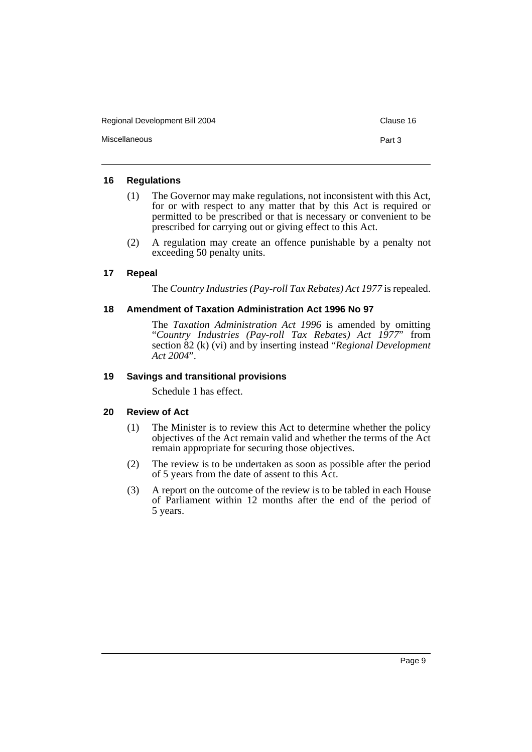## 16 Regulations

(1) The Governor may make regulations, not inconsistent with this Act, for or with respect to any matter that by this Act is required or permitted to be prescribed or that is necessary or convenient to be prescribed for carrying out or giving effect to this Act.

(2) A regulation may create an offence punishable by a penalty not exceeding 50 penalty units.

## 17 Repeal

The *Country Industries (Pay-roll Tax Rebates) Act 1977* is repealed.

## 18 Amendment of Taxation Administration Act 1996 No 97

The *Taxation Administration Act 1996* is amended by omitting "*Country Industries (Pay-roll Tax Rebates) Act 1977*" from section 82 (k) (vi) and by inserting instead "*Regional Development Act 2004*".

## 19 Savings and transitional provisions

Schedule 1 has effect.

## 20 Review of Act

(1) The Minister is to review this Act to determine whether the policy objectives of the Act remain valid and whether the terms of the Act remain appropriate for securing those objectives.

(2) The review is to be undertaken as soon as possible after the period of 5 years from the date of assent to this Act.

(3) A report on the outcome of the review is to be tabled in each House of Parliament within 12 months after the end of the period of 5 years.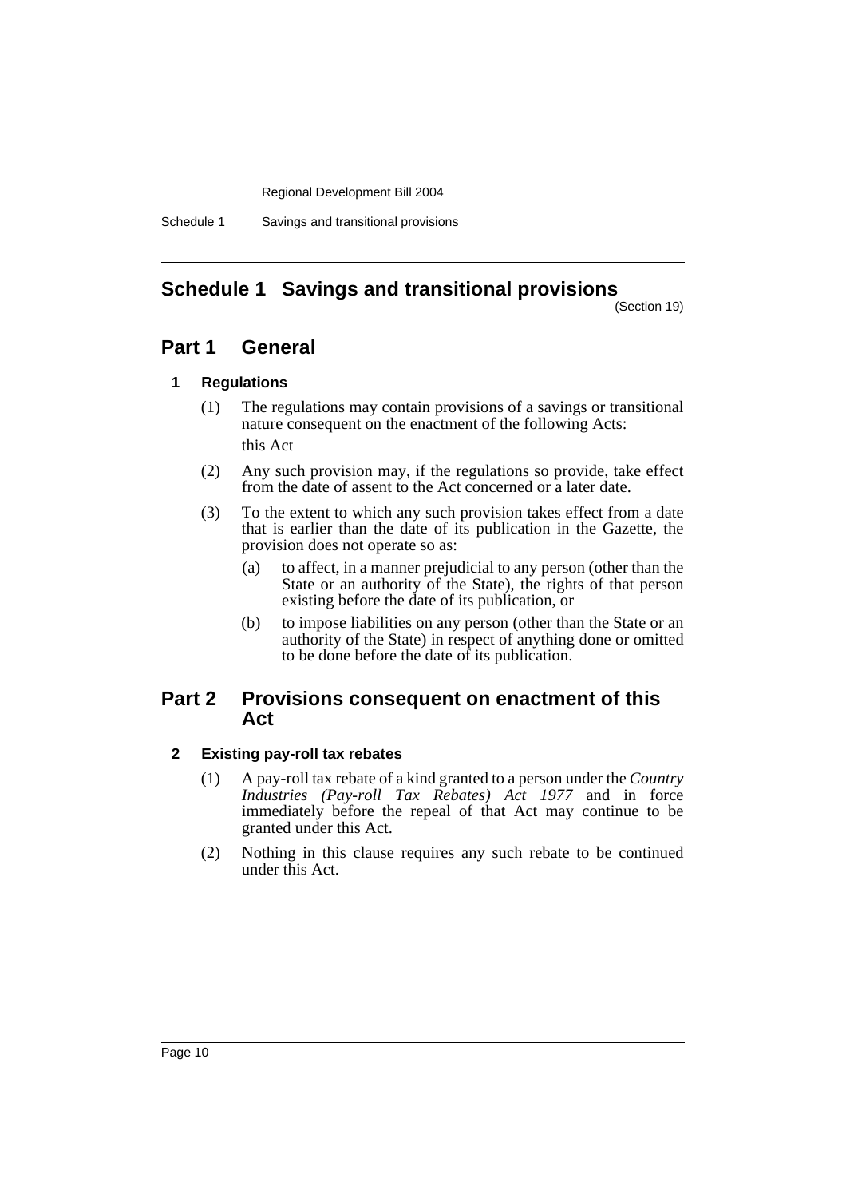# Schedule 1 Savings and transitional provisions

(Section 19)

## Part 1 General

### 1 Regulations

(1) The regulations may contain provisions of a savings or transitional nature consequent on the enactment of the following Acts:

this Act

(2) Any such provision may, if the regulations so provide, take effect from the date of assent to the Act concerned or a later date.

(3) To the extent to which any such provision takes effect from a date that is earlier than the date of its publication in the Gazette, the provision does not operate so as:

(a) to affect, in a manner prejudicial to any person (other than the State or an authority of the State), the rights of that person existing before the date of its publication, or

(b) to impose liabilities on any person (other than the State or an authority of the State) in respect of anything done or omitted to be done before the date of its publication.

## Part 2 Provisions consequent on enactment of this Act

### 2 Existing pay-roll tax rebates

(1) A pay-roll tax rebate of a kind granted to a person under the *Country Industries (Pay-roll Tax Rebates) Act 1977* and in force immediately before the repeal of that Act may continue to be granted under this Act.

(2) Nothing in this clause requires any such rebate to be continued under this Act.